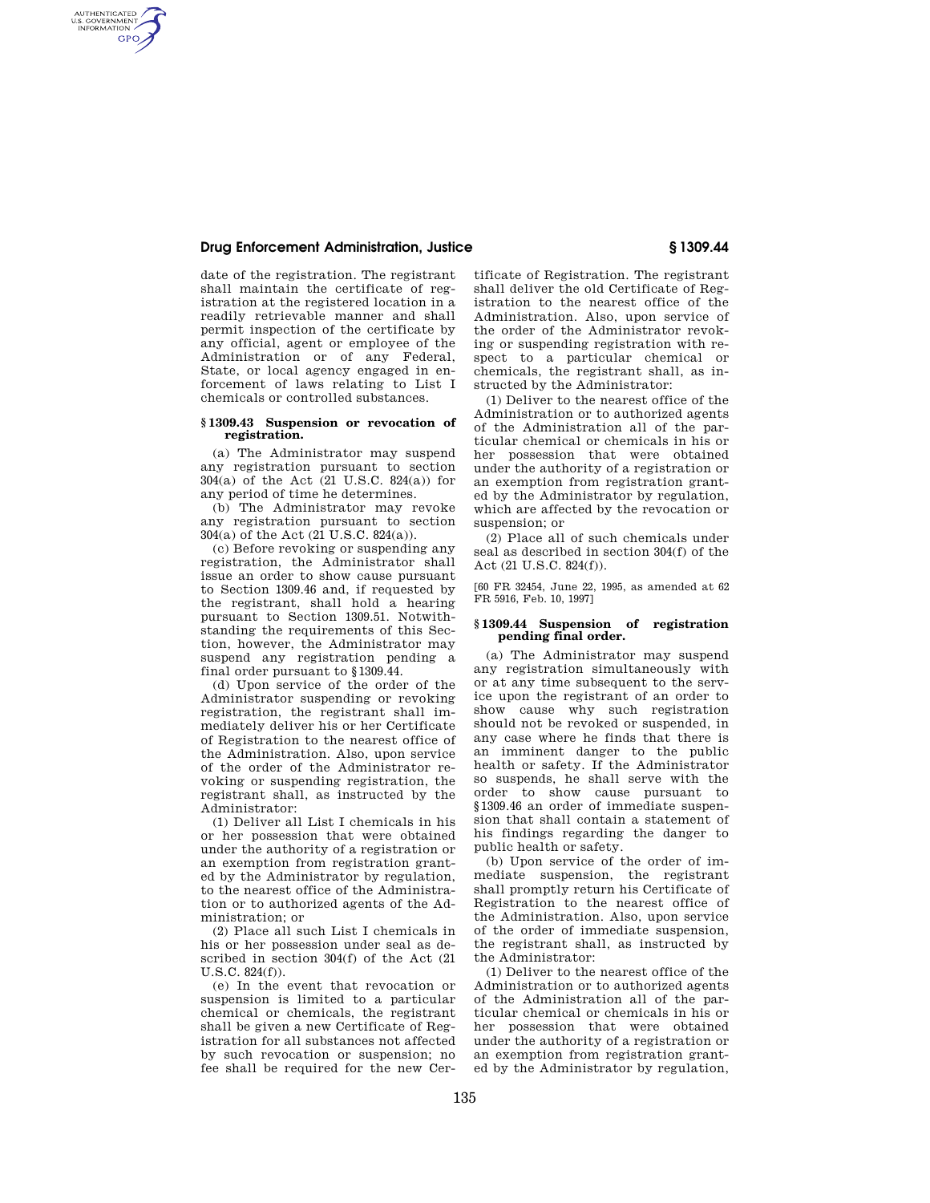date of the registration. The registrant shall maintain the certificate of registration at the registered location in a readily retrievable manner and shall permit inspection of the certificate by any official, agent or employee of the Administration or of any Federal, State, or local agency engaged in enforcement of laws relating to List I chemicals or controlled substances.

## § 1309.43 Suspension or revocation of registration.

(a) The Administrator may suspend any registration pursuant to section 304(a) of the Act (21 U.S.C. 824(a)) for any period of time he determines.

(b) The Administrator may revoke any registration pursuant to section 304(a) of the Act (21 U.S.C. 824(a)).

(c) Before revoking or suspending any registration, the Administrator shall issue an order to show cause pursuant to Section 1309.46 and, if requested by the registrant, shall hold a hearing pursuant to Section 1309.51. Notwithstanding the requirements of this Section, however, the Administrator may suspend any registration pending a final order pursuant to §1309.44.

(d) Upon service of the order of the Administrator suspending or revoking registration, the registrant shall immediately deliver his or her Certificate of Registration to the nearest office of the Administration. Also, upon service of the order of the Administrator revoking or suspending registration, the registrant shall, as instructed by the Administrator:

(1) Deliver all List I chemicals in his or her possession that were obtained under the authority of a registration or an exemption from registration granted by the Administrator by regulation, to the nearest office of the Administration or to authorized agents of the Administration; or

(2) Place all such List I chemicals in his or her possession under seal as described in section 304(f) of the Act (21 U.S.C. 824(f)).

(e) In the event that revocation or suspension is limited to a particular chemical or chemicals, the registrant shall be given a new Certificate of Registration for all substances not affected by such revocation or suspension; no fee shall be required for the new Certificate of Registration. The registrant shall deliver the old Certificate of Registration to the nearest office of the Administration. Also, upon service of the order of the Administrator revoking or suspending registration with respect to a particular chemical or chemicals, the registrant shall, as instructed by the Administrator:

(1) Deliver to the nearest office of the Administration or to authorized agents of the Administration all of the particular chemical or chemicals in his or her possession that were obtained under the authority of a registration or an exemption from registration granted by the Administrator by regulation, which are affected by the revocation or suspension; or

(2) Place all of such chemicals under seal as described in section 304(f) of the Act (21 U.S.C. 824(f)).

[60 FR 32454, June 22, 1995, as amended at 62 FR 5916, Feb. 10, 1997]

## § 1309.44 Suspension of registration pending final order.

(a) The Administrator may suspend any registration simultaneously with or at any time subsequent to the service upon the registrant of an order to show cause why such registration should not be revoked or suspended, in any case where he finds that there is an imminent danger to the public health or safety. If the Administrator so suspends, he shall serve with the order to show cause pursuant to §1309.46 an order of immediate suspension that shall contain a statement of his findings regarding the danger to public health or safety.

(b) Upon service of the order of immediate suspension, the registrant shall promptly return his Certificate of Registration to the nearest office of the Administration. Also, upon service of the order of immediate suspension, the registrant shall, as instructed by the Administrator:

(1) Deliver to the nearest office of the Administration or to authorized agents of the Administration all of the particular chemical or chemicals in his or her possession that were obtained under the authority of a registration or an exemption from registration granted by the Administrator by regulation,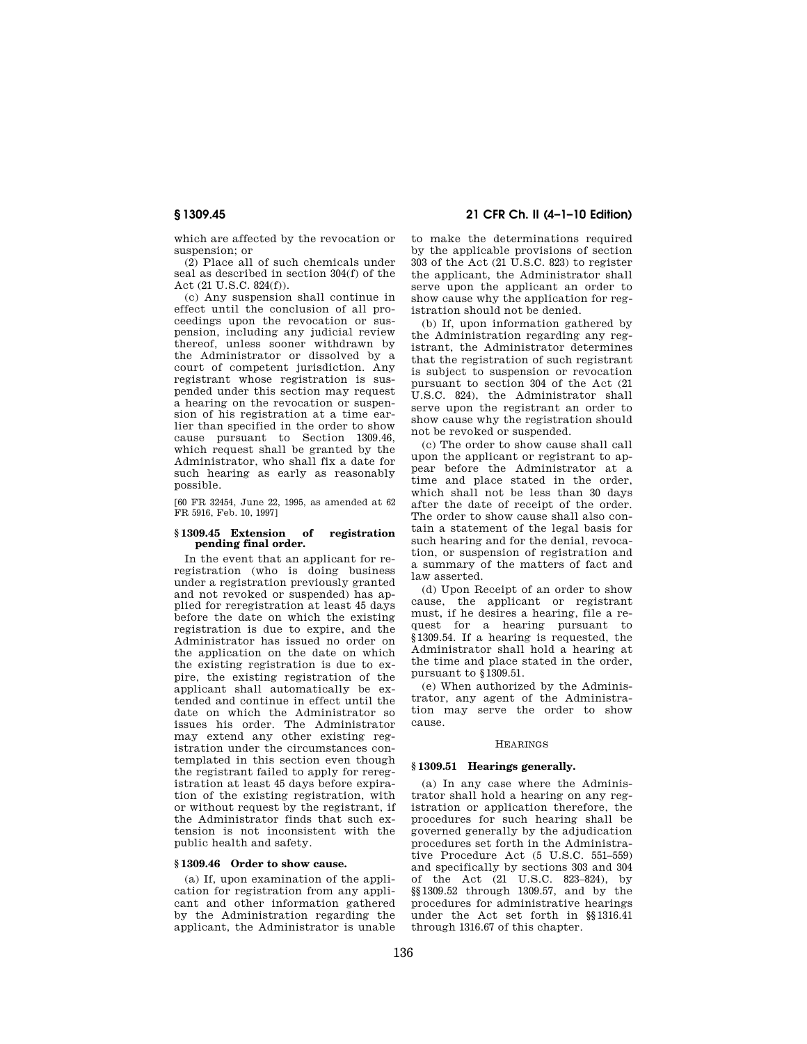which are affected by the revocation or suspension; or

(2) Place all of such chemicals under seal as described in section 304(f) of the Act (21 U.S.C. 824(f)).

(c) Any suspension shall continue in effect until the conclusion of all proceedings upon the revocation or suspension, including any judicial review thereof, unless sooner withdrawn by the Administrator or dissolved by a court of competent jurisdiction. Any registrant whose registration is suspended under this section may request a hearing on the revocation or suspension of his registration at a time earlier than specified in the order to show cause pursuant to Section 1309.46, which request shall be granted by the Administrator, who shall fix a date for such hearing as early as reasonably possible.

[60 FR 32454, June 22, 1995, as amended at 62 FR 5916, Feb. 10, 1997]

### § 1309.45 Extension of registration pending final order.

In the event that an applicant for reregistration (who is doing business under a registration previously granted and not revoked or suspended) has applied for reregistration at least 45 days before the date on which the existing registration is due to expire, and the Administrator has issued no order on the application on the date on which the existing registration is due to expire, the existing registration of the applicant shall automatically be extended and continue in effect until the date on which the Administrator so issues his order. The Administrator may extend any other existing registration under the circumstances contemplated in this section even though the registrant failed to apply for reregistration at least 45 days before expiration of the existing registration, with or without request by the registrant, if the Administrator finds that such extension is not inconsistent with the public health and safety.

### § 1309.46 Order to show cause.

(a) If, upon examination of the application for registration from any applicant and other information gathered by the Administration regarding the applicant, the Administrator is unable to make the determinations required by the applicable provisions of section 303 of the Act (21 U.S.C. 823) to register the applicant, the Administrator shall serve upon the applicant an order to show cause why the application for registration should not be denied.

(b) If, upon information gathered by the Administration regarding any registrant, the Administrator determines that the registration of such registrant is subject to suspension or revocation pursuant to section 304 of the Act (21 U.S.C. 824), the Administrator shall serve upon the registrant an order to show cause why the registration should not be revoked or suspended.

(c) The order to show cause shall call upon the applicant or registrant to appear before the Administrator at a time and place stated in the order, which shall not be less than 30 days after the date of receipt of the order. The order to show cause shall also contain a statement of the legal basis for such hearing and for the denial, revocation, or suspension of registration and a summary of the matters of fact and law asserted.

(d) Upon Receipt of an order to show cause, the applicant or registrant must, if he desires a hearing, file a request for a hearing pursuant to § 1309.54. If a hearing is requested, the Administrator shall hold a hearing at the time and place stated in the order, pursuant to § 1309.51.

(e) When authorized by the Administrator, any agent of the Administration may serve the order to show cause.

## HEARINGS

### § 1309.51 Hearings generally.

(a) In any case where the Administrator shall hold a hearing on any registration or application therefore, the procedures for such hearing shall be governed generally by the adjudication procedures set forth in the Administrative Procedure Act (5 U.S.C. 551–559) and specifically by sections 303 and 304 of the Act (21 U.S.C. 823–824), by §§ 1309.52 through 1309.57, and by the procedures for administrative hearings under the Act set forth in §§ 1316.41 through 1316.67 of this chapter.